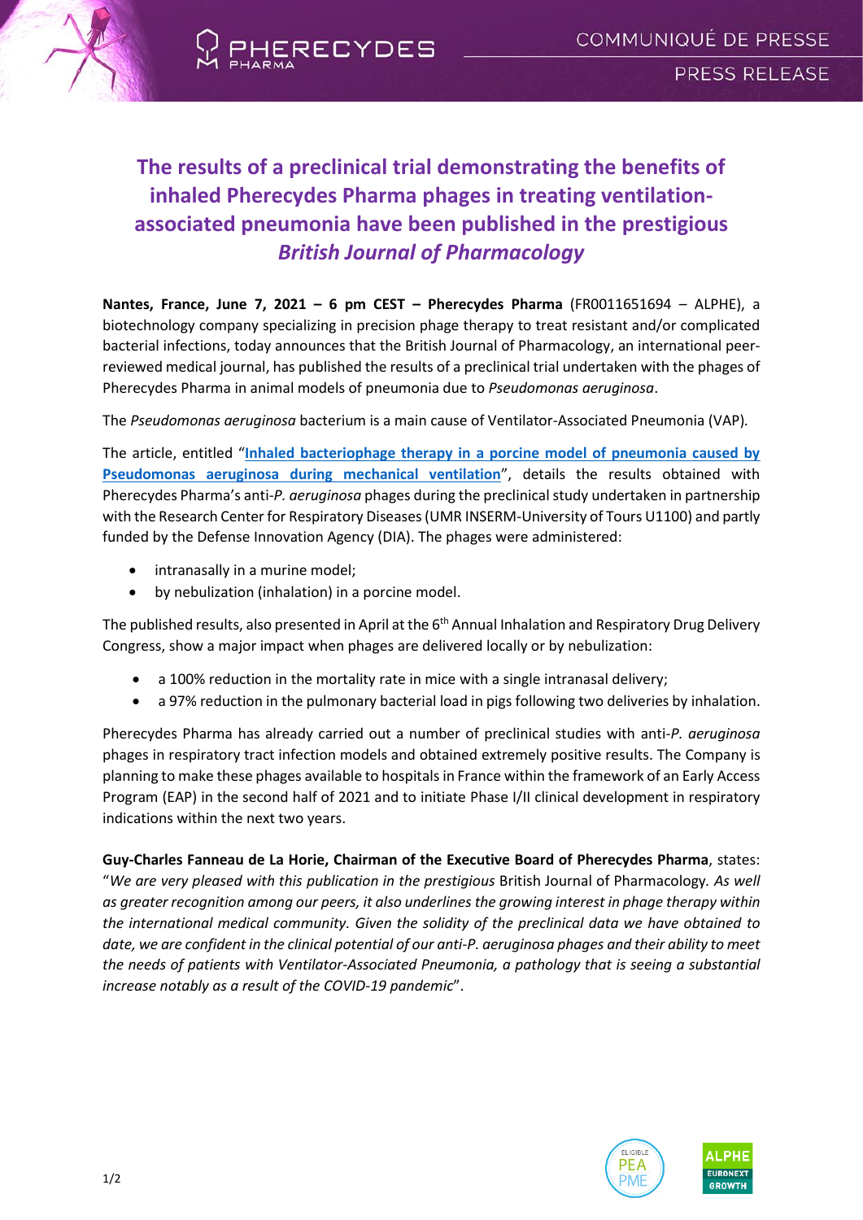# The results of a preclinical trial demonstrating the benefits of inhaled Pherecydes Pharma phages in treating ventilation-associated pneumonia have been published in the prestigious *British Journal of Pharmacology*

**Nantes, France, June 7, 2021 – 6 pm CEST – Pherecydes Pharma** (FR0011651694 – ALPHE), a biotechnology company specializing in precision phage therapy to treat resistant and/or complicated bacterial infections, today announces that the British Journal of Pharmacology, an international peer-reviewed medical journal, has published the results of a preclinical trial undertaken with the phages of Pherecydes Pharma in animal models of pneumonia due to *Pseudomonas aeruginosa*.

The *Pseudomonas aeruginosa* bacterium is a main cause of Ventilator-Associated Pneumonia (VAP).

The article, entitled "**Inhaled bacteriophage therapy in a porcine model of pneumonia caused by Pseudomonas aeruginosa during mechanical ventilation**", details the results obtained with Pherecydes Pharma's anti-*P. aeruginosa* phages during the preclinical study undertaken in partnership with the Research Center for Respiratory Diseases (UMR INSERM-University of Tours U1100) and partly funded by the Defense Innovation Agency (DIA). The phages were administered:

- intranasally in a murine model;
- by nebulization (inhalation) in a porcine model.

The published results, also presented in April at the 6th Annual Inhalation and Respiratory Drug Delivery Congress, show a major impact when phages are delivered locally or by nebulization:

- a 100% reduction in the mortality rate in mice with a single intranasal delivery;
- a 97% reduction in the pulmonary bacterial load in pigs following two deliveries by inhalation.

Pherecydes Pharma has already carried out a number of preclinical studies with anti-*P. aeruginosa* phages in respiratory tract infection models and obtained extremely positive results. The Company is planning to make these phages available to hospitals in France within the framework of an Early Access Program (EAP) in the second half of 2021 and to initiate Phase I/II clinical development in respiratory indications within the next two years.

**Guy-Charles Fanneau de La Horie, Chairman of the Executive Board of Pherecydes Pharma**, states: "*We are very pleased with this publication in the prestigious* British Journal of Pharmacology*. As well as greater recognition among our peers, it also underlines the growing interest in phage therapy within the international medical community. Given the solidity of the preclinical data we have obtained to date, we are confident in the clinical potential of our anti-P. aeruginosa phages and their ability to meet the needs of patients with Ventilator-Associated Pneumonia, a pathology that is seeing a substantial increase notably as a result of the COVID-19 pandemic*".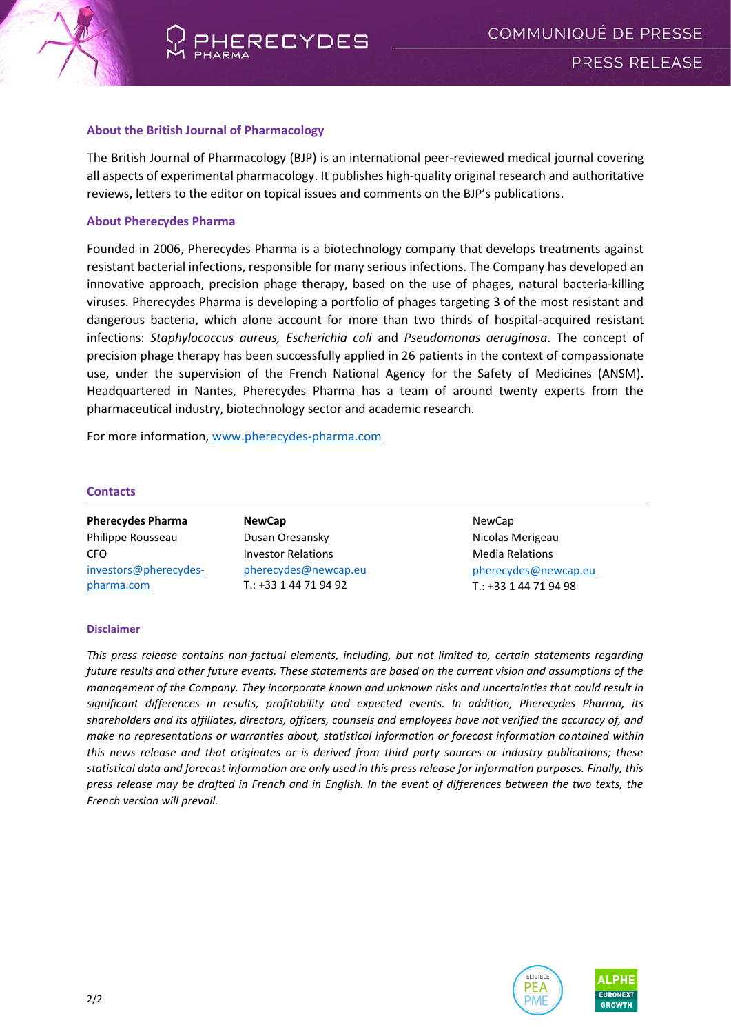## About the British Journal of Pharmacology

The British Journal of Pharmacology (BJP) is an international peer-reviewed medical journal covering all aspects of experimental pharmacology. It publishes high-quality original research and authoritative reviews, letters to the editor on topical issues and comments on the BJP's publications.

## About Pherecydes Pharma

Founded in 2006, Pherecydes Pharma is a biotechnology company that develops treatments against resistant bacterial infections, responsible for many serious infections. The Company has developed an innovative approach, precision phage therapy, based on the use of phages, natural bacteria-killing viruses. Pherecydes Pharma is developing a portfolio of phages targeting 3 of the most resistant and dangerous bacteria, which alone account for more than two thirds of hospital-acquired resistant infections: *Staphylococcus aureus, Escherichia coli* and *Pseudomonas aeruginosa*. The concept of precision phage therapy has been successfully applied in 26 patients in the context of compassionate use, under the supervision of the French National Agency for the Safety of Medicines (ANSM). Headquartered in Nantes, Pherecydes Pharma has a team of around twenty experts from the pharmaceutical industry, biotechnology sector and academic research.

For more information, www.pherecydes-pharma.com

## Contacts

| | | |
|---|---|---|
| **Pherecydes Pharma** | **NewCap** | NewCap |
| Philippe Rousseau | Dusan Oresansky | Nicolas Merigeau |
| CFO | Investor Relations | Media Relations |
| investors@pherecydes-pharma.com | pherecydes@newcap.eu | pherecydes@newcap.eu |
| | T.: +33 1 44 71 94 92 | T.: +33 1 44 71 94 98 |

### Disclaimer

*This press release contains non-factual elements, including, but not limited to, certain statements regarding future results and other future events. These statements are based on the current vision and assumptions of the management of the Company. They incorporate known and unknown risks and uncertainties that could result in significant differences in results, profitability and expected events. In addition, Pherecydes Pharma, its shareholders and its affiliates, directors, officers, counsels and employees have not verified the accuracy of, and make no representations or warranties about, statistical information or forecast information contained within this news release and that originates or is derived from third party sources or industry publications; these statistical data and forecast information are only used in this press release for information purposes. Finally, this press release may be drafted in French and in English. In the event of differences between the two texts, the French version will prevail.*